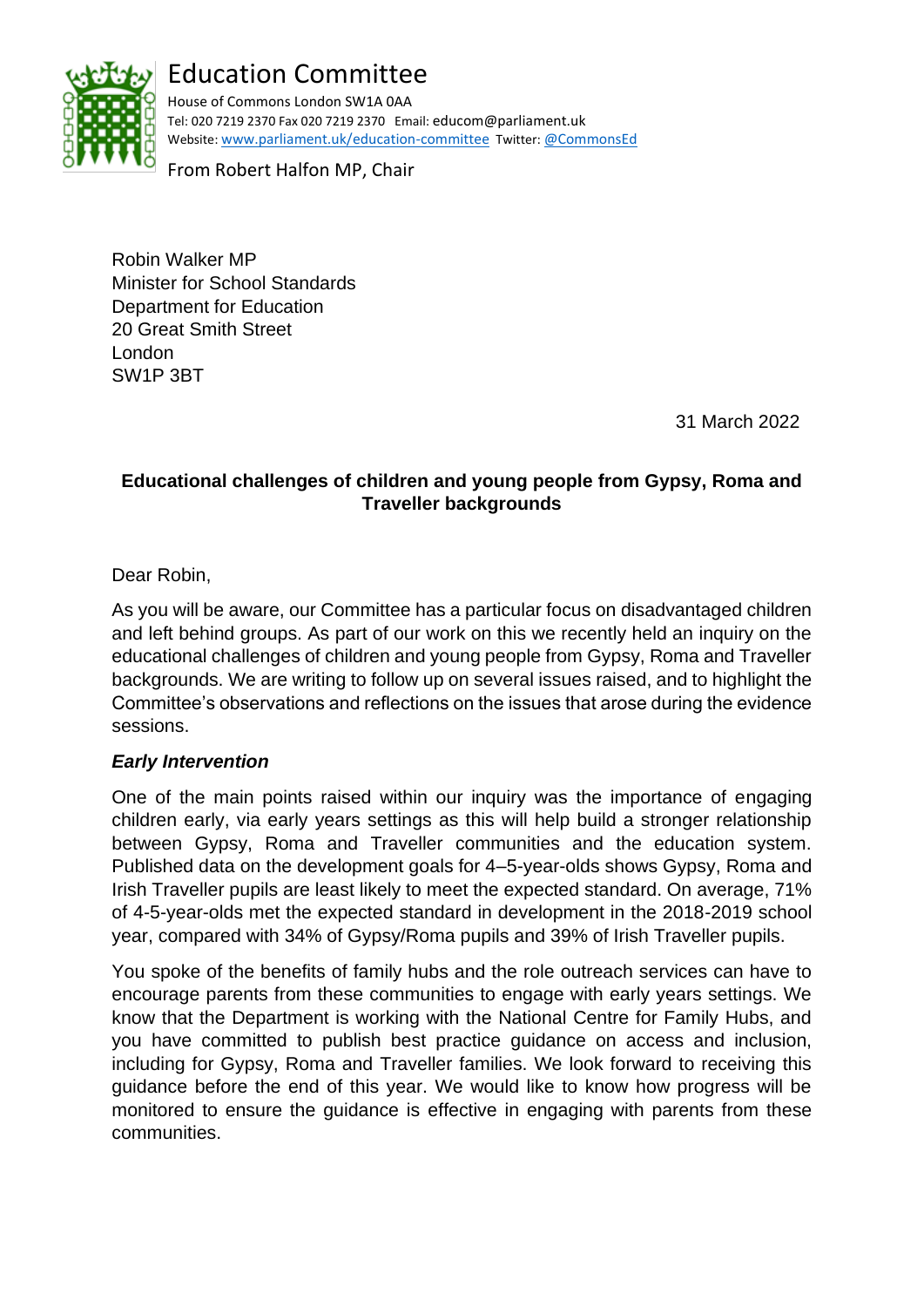# Education Committee

House of Commons London SW1A 0AA
Tel: 020 7219 2370 Fax 020 7219 2370 Email: educom@parliament.uk
Website: www.parliament.uk/education-committee Twitter: @CommonsEd

From Robert Halfon MP, Chair

Robin Walker MP
Minister for School Standards
Department for Education
20 Great Smith Street
London
SW1P 3BT

31 March 2022

**Educational challenges of children and young people from Gypsy, Roma and Traveller backgrounds**

Dear Robin,

As you will be aware, our Committee has a particular focus on disadvantaged children and left behind groups. As part of our work on this we recently held an inquiry on the educational challenges of children and young people from Gypsy, Roma and Traveller backgrounds. We are writing to follow up on several issues raised, and to highlight the Committee's observations and reflections on the issues that arose during the evidence sessions.

***Early Intervention***

One of the main points raised within our inquiry was the importance of engaging children early, via early years settings as this will help build a stronger relationship between Gypsy, Roma and Traveller communities and the education system. Published data on the development goals for 4–5-year-olds shows Gypsy, Roma and Irish Traveller pupils are least likely to meet the expected standard. On average, 71% of 4-5-year-olds met the expected standard in development in the 2018-2019 school year, compared with 34% of Gypsy/Roma pupils and 39% of Irish Traveller pupils.

You spoke of the benefits of family hubs and the role outreach services can have to encourage parents from these communities to engage with early years settings. We know that the Department is working with the National Centre for Family Hubs, and you have committed to publish best practice guidance on access and inclusion, including for Gypsy, Roma and Traveller families. We look forward to receiving this guidance before the end of this year. We would like to know how progress will be monitored to ensure the guidance is effective in engaging with parents from these communities.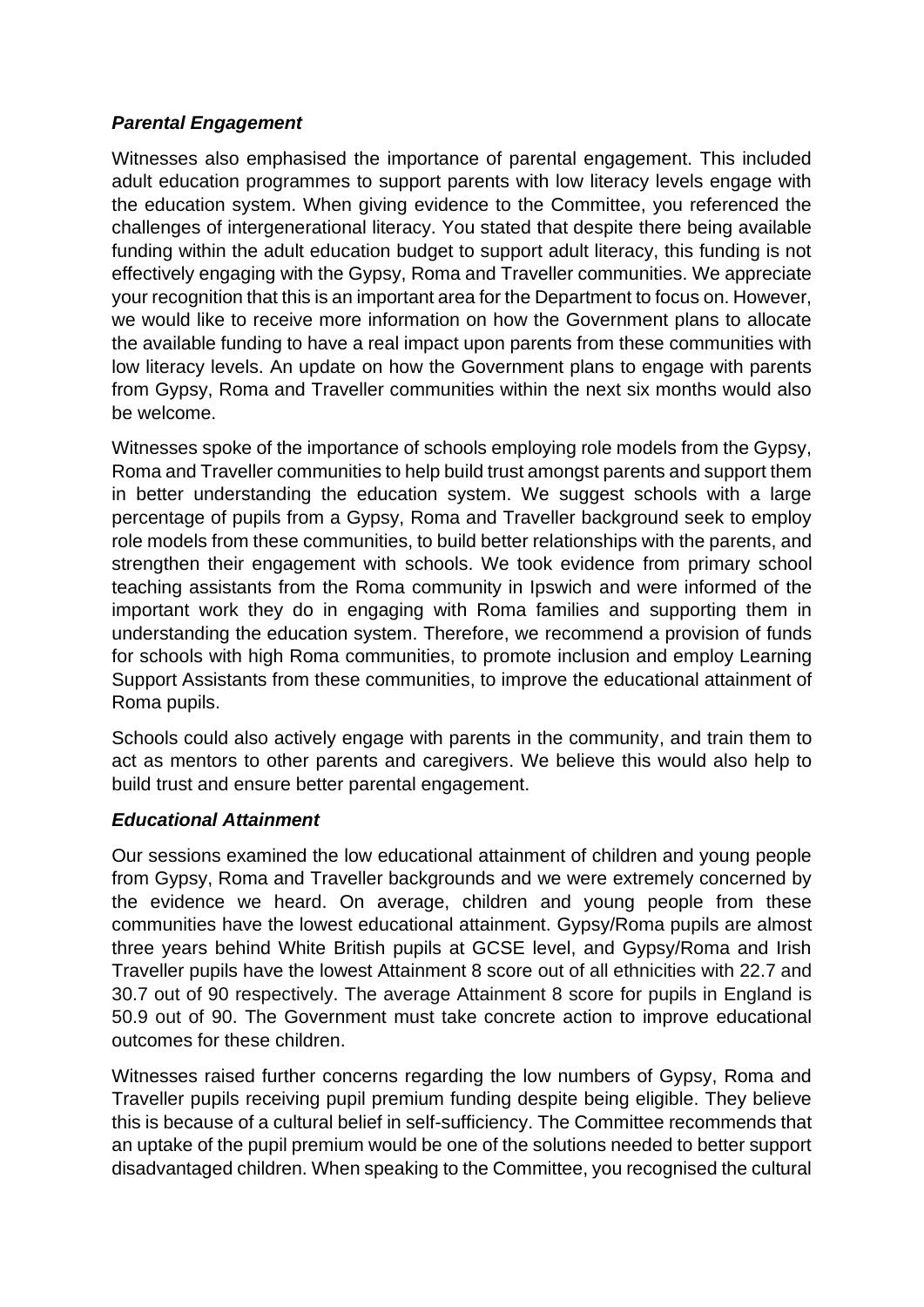### *Parental Engagement*

Witnesses also emphasised the importance of parental engagement. This included adult education programmes to support parents with low literacy levels engage with the education system. When giving evidence to the Committee, you referenced the challenges of intergenerational literacy. You stated that despite there being available funding within the adult education budget to support adult literacy, this funding is not effectively engaging with the Gypsy, Roma and Traveller communities. We appreciate your recognition that this is an important area for the Department to focus on. However, we would like to receive more information on how the Government plans to allocate the available funding to have a real impact upon parents from these communities with low literacy levels. An update on how the Government plans to engage with parents from Gypsy, Roma and Traveller communities within the next six months would also be welcome.

Witnesses spoke of the importance of schools employing role models from the Gypsy, Roma and Traveller communities to help build trust amongst parents and support them in better understanding the education system. We suggest schools with a large percentage of pupils from a Gypsy, Roma and Traveller background seek to employ role models from these communities, to build better relationships with the parents, and strengthen their engagement with schools. We took evidence from primary school teaching assistants from the Roma community in Ipswich and were informed of the important work they do in engaging with Roma families and supporting them in understanding the education system. Therefore, we recommend a provision of funds for schools with high Roma communities, to promote inclusion and employ Learning Support Assistants from these communities, to improve the educational attainment of Roma pupils.

Schools could also actively engage with parents in the community, and train them to act as mentors to other parents and caregivers. We believe this would also help to build trust and ensure better parental engagement.

### *Educational Attainment*

Our sessions examined the low educational attainment of children and young people from Gypsy, Roma and Traveller backgrounds and we were extremely concerned by the evidence we heard. On average, children and young people from these communities have the lowest educational attainment. Gypsy/Roma pupils are almost three years behind White British pupils at GCSE level, and Gypsy/Roma and Irish Traveller pupils have the lowest Attainment 8 score out of all ethnicities with 22.7 and 30.7 out of 90 respectively. The average Attainment 8 score for pupils in England is 50.9 out of 90. The Government must take concrete action to improve educational outcomes for these children.

Witnesses raised further concerns regarding the low numbers of Gypsy, Roma and Traveller pupils receiving pupil premium funding despite being eligible. They believe this is because of a cultural belief in self-sufficiency. The Committee recommends that an uptake of the pupil premium would be one of the solutions needed to better support disadvantaged children. When speaking to the Committee, you recognised the cultural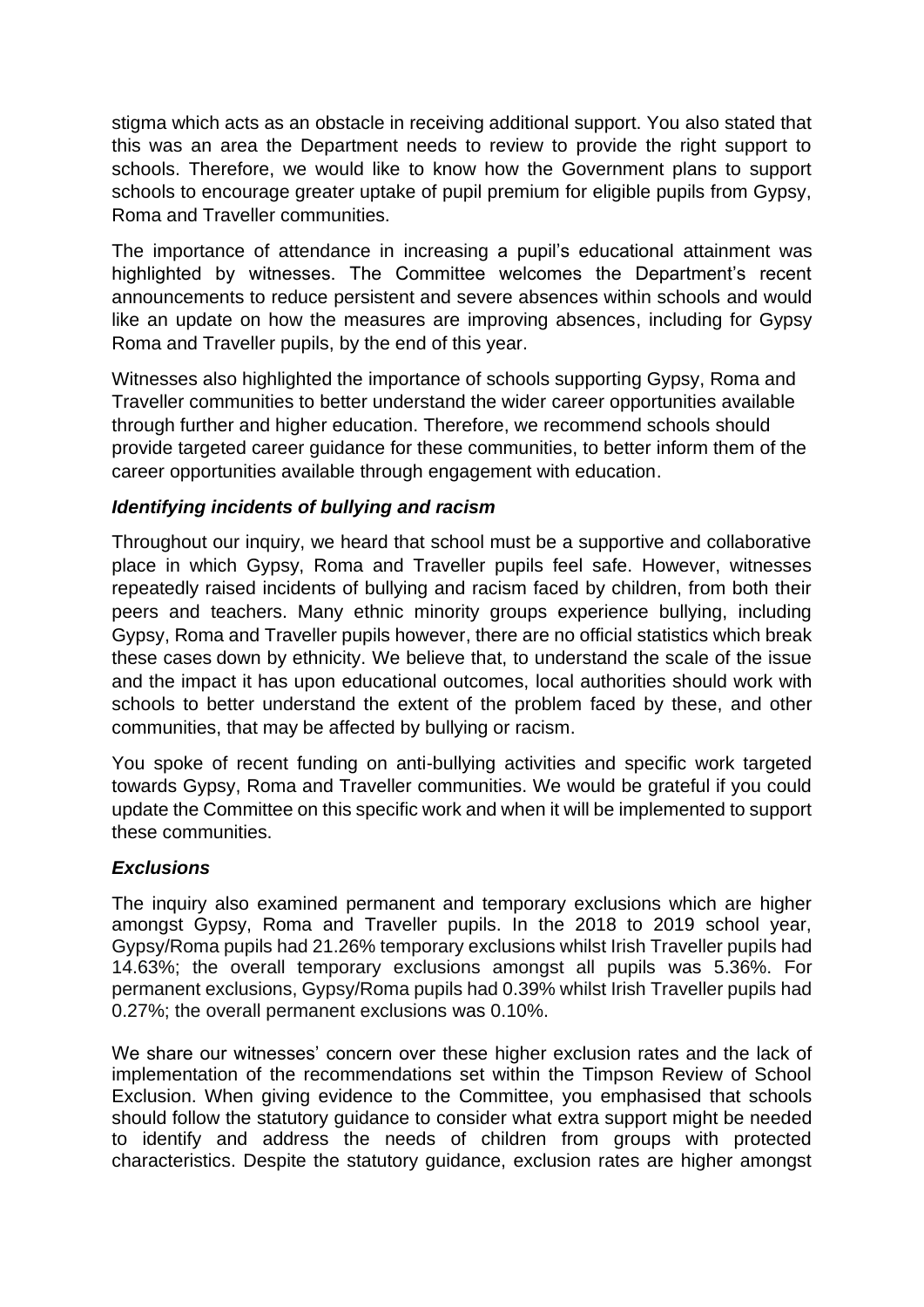stigma which acts as an obstacle in receiving additional support. You also stated that this was an area the Department needs to review to provide the right support to schools. Therefore, we would like to know how the Government plans to support schools to encourage greater uptake of pupil premium for eligible pupils from Gypsy, Roma and Traveller communities.

The importance of attendance in increasing a pupil's educational attainment was highlighted by witnesses. The Committee welcomes the Department's recent announcements to reduce persistent and severe absences within schools and would like an update on how the measures are improving absences, including for Gypsy Roma and Traveller pupils, by the end of this year.

Witnesses also highlighted the importance of schools supporting Gypsy, Roma and Traveller communities to better understand the wider career opportunities available through further and higher education. Therefore, we recommend schools should provide targeted career guidance for these communities, to better inform them of the career opportunities available through engagement with education.

### *Identifying incidents of bullying and racism*

Throughout our inquiry, we heard that school must be a supportive and collaborative place in which Gypsy, Roma and Traveller pupils feel safe. However, witnesses repeatedly raised incidents of bullying and racism faced by children, from both their peers and teachers. Many ethnic minority groups experience bullying, including Gypsy, Roma and Traveller pupils however, there are no official statistics which break these cases down by ethnicity. We believe that, to understand the scale of the issue and the impact it has upon educational outcomes, local authorities should work with schools to better understand the extent of the problem faced by these, and other communities, that may be affected by bullying or racism.

You spoke of recent funding on anti-bullying activities and specific work targeted towards Gypsy, Roma and Traveller communities. We would be grateful if you could update the Committee on this specific work and when it will be implemented to support these communities.

### *Exclusions*

The inquiry also examined permanent and temporary exclusions which are higher amongst Gypsy, Roma and Traveller pupils. In the 2018 to 2019 school year, Gypsy/Roma pupils had 21.26% temporary exclusions whilst Irish Traveller pupils had 14.63%; the overall temporary exclusions amongst all pupils was 5.36%. For permanent exclusions, Gypsy/Roma pupils had 0.39% whilst Irish Traveller pupils had 0.27%; the overall permanent exclusions was 0.10%.

We share our witnesses' concern over these higher exclusion rates and the lack of implementation of the recommendations set within the Timpson Review of School Exclusion. When giving evidence to the Committee, you emphasised that schools should follow the statutory guidance to consider what extra support might be needed to identify and address the needs of children from groups with protected characteristics. Despite the statutory guidance, exclusion rates are higher amongst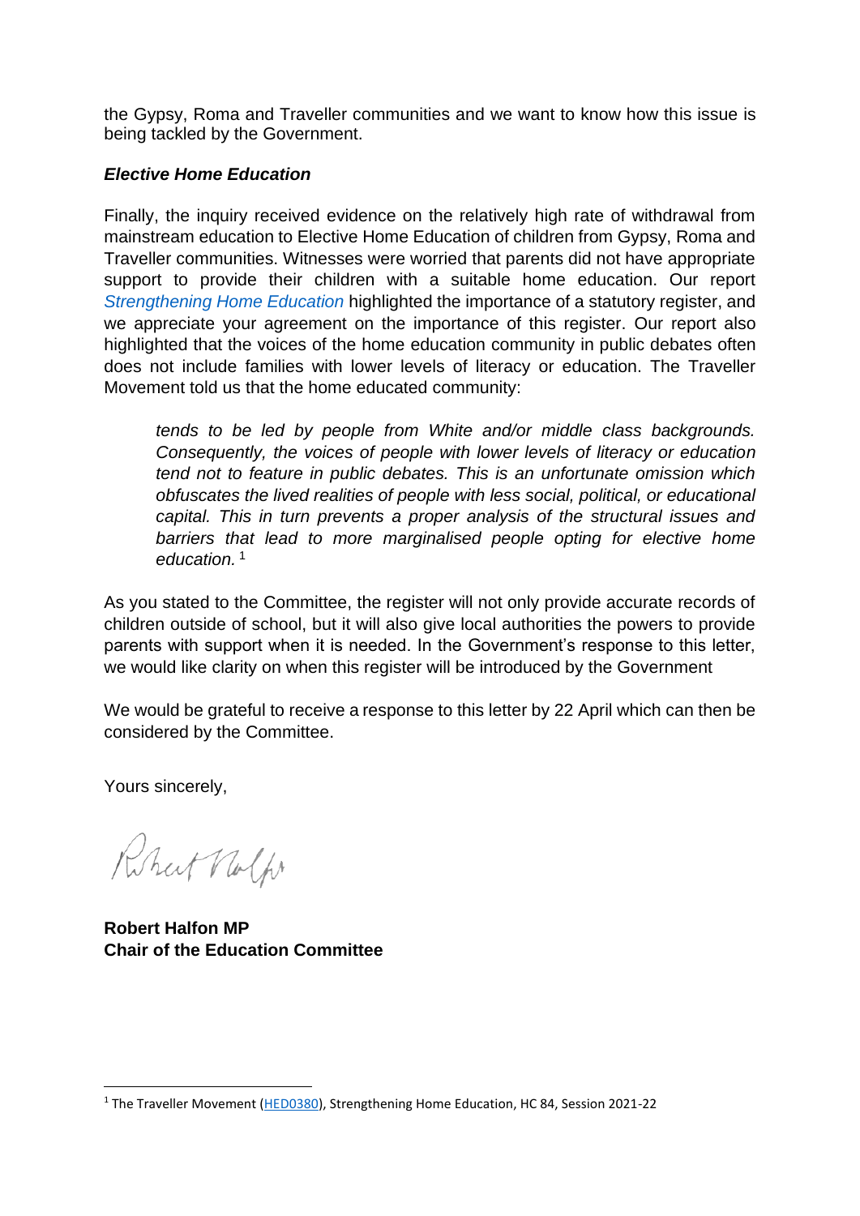the Gypsy, Roma and Traveller communities and we want to know how this issue is being tackled by the Government.

### *Elective Home Education*

Finally, the inquiry received evidence on the relatively high rate of withdrawal from mainstream education to Elective Home Education of children from Gypsy, Roma and Traveller communities. Witnesses were worried that parents did not have appropriate support to provide their children with a suitable home education. Our report *Strengthening Home Education* highlighted the importance of a statutory register, and we appreciate your agreement on the importance of this register. Our report also highlighted that the voices of the home education community in public debates often does not include families with lower levels of literacy or education. The Traveller Movement told us that the home educated community:

> *tends to be led by people from White and/or middle class backgrounds. Consequently, the voices of people with lower levels of literacy or education tend not to feature in public debates. This is an unfortunate omission which obfuscates the lived realities of people with less social, political, or educational capital. This in turn prevents a proper analysis of the structural issues and barriers that lead to more marginalised people opting for elective home education.* [1]

As you stated to the Committee, the register will not only provide accurate records of children outside of school, but it will also give local authorities the powers to provide parents with support when it is needed. In the Government's response to this letter, we would like clarity on when this register will be introduced by the Government

We would be grateful to receive a response to this letter by 22 April which can then be considered by the Committee.

Yours sincerely,

**Robert Halfon MP**
**Chair of the Education Committee**

---

[1] The Traveller Movement (HED0380), Strengthening Home Education, HC 84, Session 2021-22